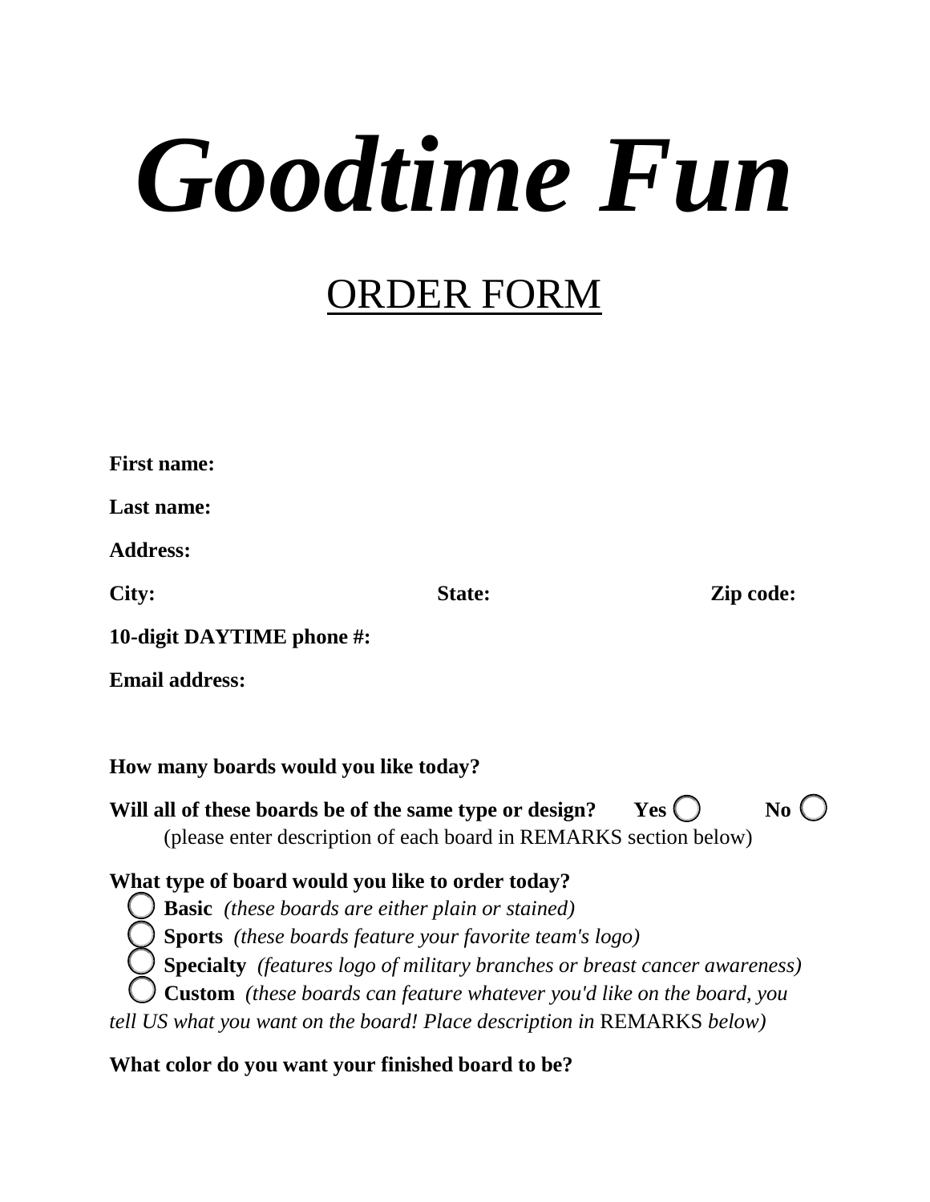# *Goodtime Fun*

## ORDER FORM

**First name:**

**Last name:**

**Address:**

**City:** **State:** **Zip code:**

**10-digit DAYTIME phone #:**

**Email address:**

**How many boards would you like today?**

**Will all of these boards be of the same type or design?** **Yes** ○ **No** ○
(please enter description of each board in REMARKS section below)

**What type of board would you like to order today?**

- ○ **Basic** *(these boards are either plain or stained)*
- ○ **Sports** *(these boards feature your favorite team's logo)*
- ○ **Specialty** *(features logo of military branches or breast cancer awareness)*
- ○ **Custom** *(these boards can feature whatever you'd like on the board, you tell US what you want on the board! Place description in* REMARKS *below)*

**What color do you want your finished board to be?**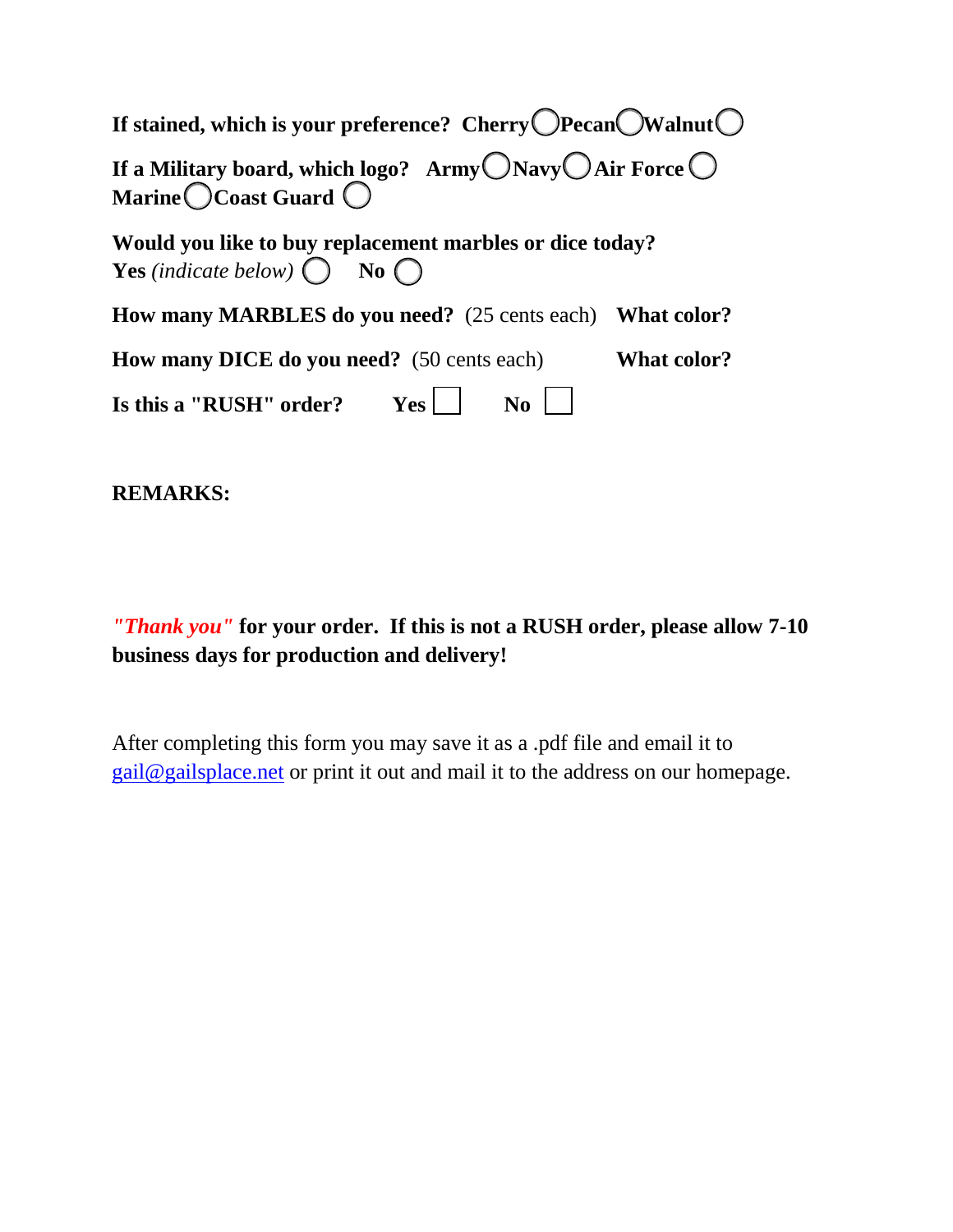**If stained, which is your preference? Cherry** ◯ **Pecan** ◯ **Walnut** ◯

**If a Military board, which logo? Army** ◯ **Navy** ◯ **Air Force** ◯
**Marine** ◯ **Coast Guard** ◯

**Would you like to buy replacement marbles or dice today?**
**Yes** *(indicate below)* ◯ **No** ◯

**How many MARBLES do you need?** (25 cents each) **What color?**

**How many DICE do you need?** (50 cents each) **What color?**

**Is this a "RUSH" order? Yes** ☐ **No** ☐

**REMARKS:**

***"Thank you"*** **for your order. If this is not a RUSH order, please allow 7-10 business days for production and delivery!**

After completing this form you may save it as a .pdf file and email it to gail@gailsplace.net or print it out and mail it to the address on our homepage.